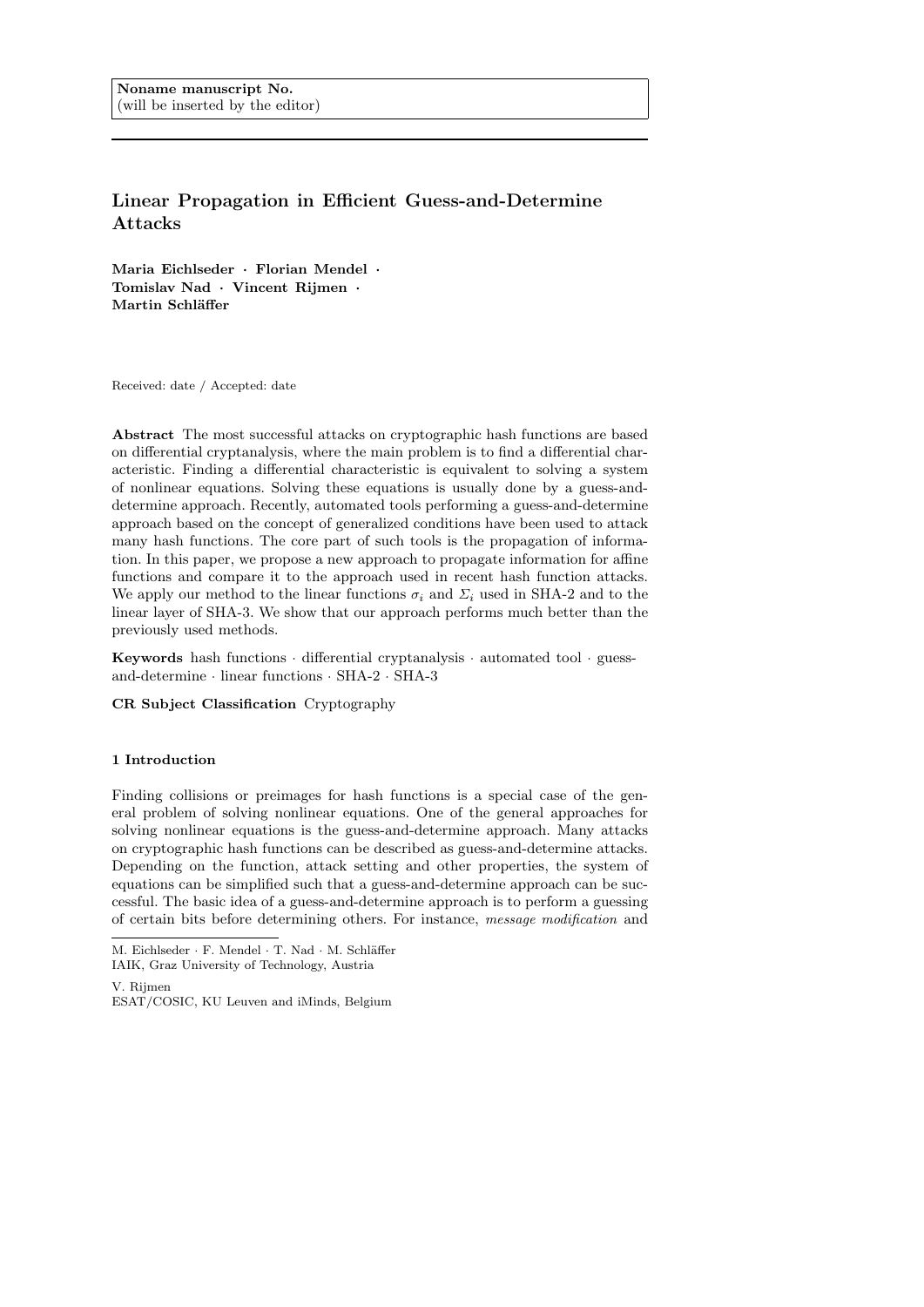Noname manuscript No.
(will be inserted by the editor)

# Linear Propagation in Efficient Guess-and-Determine Attacks

**Maria Eichlseder · Florian Mendel · Tomislav Nad · Vincent Rijmen · Martin Schläffer**

Received: date / Accepted: date

**Abstract** The most successful attacks on cryptographic hash functions are based on differential cryptanalysis, where the main problem is to find a differential characteristic. Finding a differential characteristic is equivalent to solving a system of nonlinear equations. Solving these equations is usually done by a guess-and-determine approach. Recently, automated tools performing a guess-and-determine approach based on the concept of generalized conditions have been used to attack many hash functions. The core part of such tools is the propagation of information. In this paper, we propose a new approach to propagate information for affine functions and compare it to the approach used in recent hash function attacks. We apply our method to the linear functions $\sigma_i$ and $\Sigma_i$ used in SHA-2 and to the linear layer of SHA-3. We show that our approach performs much better than the previously used methods.

**Keywords** hash functions · differential cryptanalysis · automated tool · guess-and-determine · linear functions · SHA-2 · SHA-3

**CR Subject Classification** Cryptography

## 1 Introduction

Finding collisions or preimages for hash functions is a special case of the general problem of solving nonlinear equations. One of the general approaches for solving nonlinear equations is the guess-and-determine approach. Many attacks on cryptographic hash functions can be described as guess-and-determine attacks. Depending on the function, attack setting and other properties, the system of equations can be simplified such that a guess-and-determine approach can be successful. The basic idea of a guess-and-determine approach is to perform a guessing of certain bits before determining others. For instance, *message modification* and

---

M. Eichlseder · F. Mendel · T. Nad · M. Schläffer
IAIK, Graz University of Technology, Austria

V. Rijmen
ESAT/COSIC, KU Leuven and iMinds, Belgium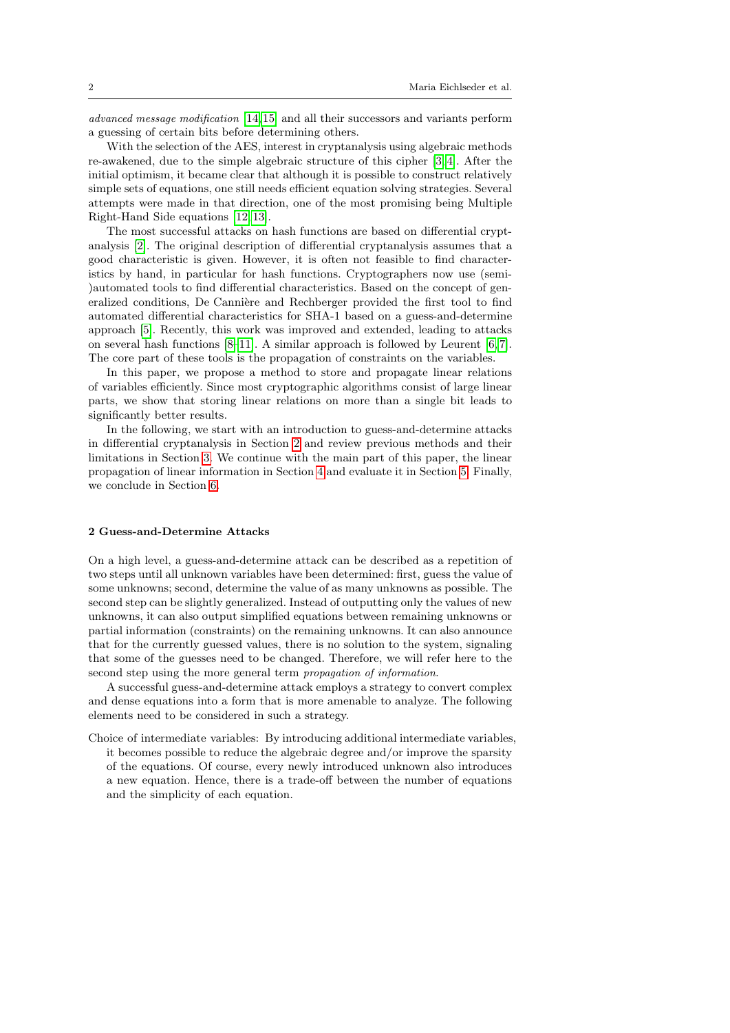*advanced message modification* [14,15] and all their successors and variants perform a guessing of certain bits before determining others.

With the selection of the AES, interest in cryptanalysis using algebraic methods re-awakened, due to the simple algebraic structure of this cipher [3,4]. After the initial optimism, it became clear that although it is possible to construct relatively simple sets of equations, one still needs efficient equation solving strategies. Several attempts were made in that direction, one of the most promising being Multiple Right-Hand Side equations [12,13].

The most successful attacks on hash functions are based on differential cryptanalysis [2]. The original description of differential cryptanalysis assumes that a good characteristic is given. However, it is often not feasible to find characteristics by hand, in particular for hash functions. Cryptographers now use (semi-)automated tools to find differential characteristics. Based on the concept of generalized conditions, De Cannière and Rechberger provided the first tool to find automated differential characteristics for SHA-1 based on a guess-and-determine approach [5]. Recently, this work was improved and extended, leading to attacks on several hash functions [8–11]. A similar approach is followed by Leurent [6,7]. The core part of these tools is the propagation of constraints on the variables.

In this paper, we propose a method to store and propagate linear relations of variables efficiently. Since most cryptographic algorithms consist of large linear parts, we show that storing linear relations on more than a single bit leads to significantly better results.

In the following, we start with an introduction to guess-and-determine attacks in differential cryptanalysis in Section 2 and review previous methods and their limitations in Section 3. We continue with the main part of this paper, the linear propagation of linear information in Section 4 and evaluate it in Section 5. Finally, we conclude in Section 6.

## 2 Guess-and-Determine Attacks

On a high level, a guess-and-determine attack can be described as a repetition of two steps until all unknown variables have been determined: first, guess the value of some unknowns; second, determine the value of as many unknowns as possible. The second step can be slightly generalized. Instead of outputting only the values of new unknowns, it can also output simplified equations between remaining unknowns or partial information (constraints) on the remaining unknowns. It can also announce that for the currently guessed values, there is no solution to the system, signaling that some of the guesses need to be changed. Therefore, we will refer here to the second step using the more general term *propagation of information*.

A successful guess-and-determine attack employs a strategy to convert complex and dense equations into a form that is more amenable to analyze. The following elements need to be considered in such a strategy.

Choice of intermediate variables: By introducing additional intermediate variables, it becomes possible to reduce the algebraic degree and/or improve the sparsity of the equations. Of course, every newly introduced unknown also introduces a new equation. Hence, there is a trade-off between the number of equations and the simplicity of each equation.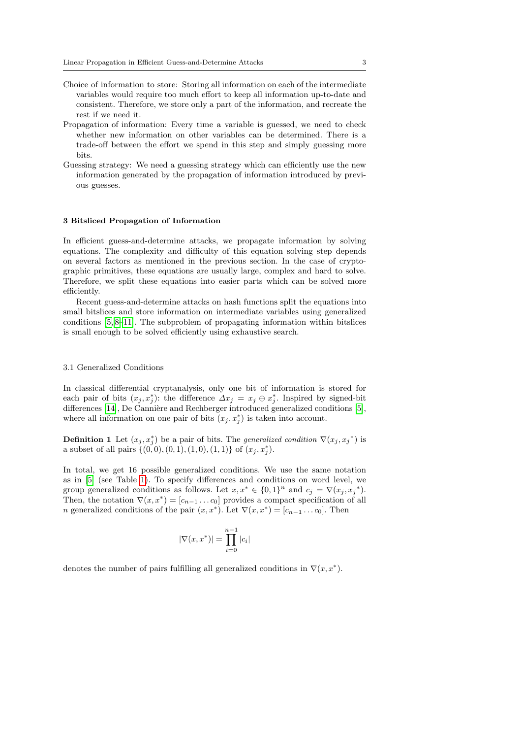Choice of information to store: Storing all information on each of the intermediate variables would require too much effort to keep all information up-to-date and consistent. Therefore, we store only a part of the information, and recreate the rest if we need it.

Propagation of information: Every time a variable is guessed, we need to check whether new information on other variables can be determined. There is a trade-off between the effort we spend in this step and simply guessing more bits.

Guessing strategy: We need a guessing strategy which can efficiently use the new information generated by the propagation of information introduced by previous guesses.

## 3 Bitsliced Propagation of Information

In efficient guess-and-determine attacks, we propagate information by solving equations. The complexity and difficulty of this equation solving step depends on several factors as mentioned in the previous section. In the case of cryptographic primitives, these equations are usually large, complex and hard to solve. Therefore, we split these equations into easier parts which can be solved more efficiently.

Recent guess-and-determine attacks on hash functions split the equations into small bitslices and store information on intermediate variables using generalized conditions [5,8–11]. The subproblem of propagating information within bitslices is small enough to be solved efficiently using exhaustive search.

### 3.1 Generalized Conditions

In classical differential cryptanalysis, only one bit of information is stored for each pair of bits $(x_j, x_j^*)$: the difference $\Delta x_j = x_j \oplus x_j^*$. Inspired by signed-bit differences [14], De Cannière and Rechberger introduced generalized conditions [5], where all information on one pair of bits $(x_j, x_j^*)$ is taken into account.

**Definition 1** Let $(x_j, x_j^*)$ be a pair of bits. The *generalized condition* $\nabla(x_j, {x_j}^*)$ is a subset of all pairs $\{(0,0),(0,1),(1,0),(1,1)\}$ of $(x_j, x_j^*)$.

In total, we get 16 possible generalized conditions. We use the same notation as in [5] (see Table 1). To specify differences and conditions on word level, we group generalized conditions as follows. Let $x, x^* \in \{0,1\}^n$ and $c_j = \nabla(x_j, {x_j}^*)$. Then, the notation $\nabla(x, x^*) = [c_{n-1} \dots c_0]$ provides a compact specification of all $n$ generalized conditions of the pair $(x, x^*)$. Let $\nabla(x, x^*) = [c_{n-1} \dots c_0]$. Then

$$|\nabla(x, x^*)| = \prod_{i=0}^{n-1} |c_i|$$

denotes the number of pairs fulfilling all generalized conditions in $\nabla(x, x^*)$.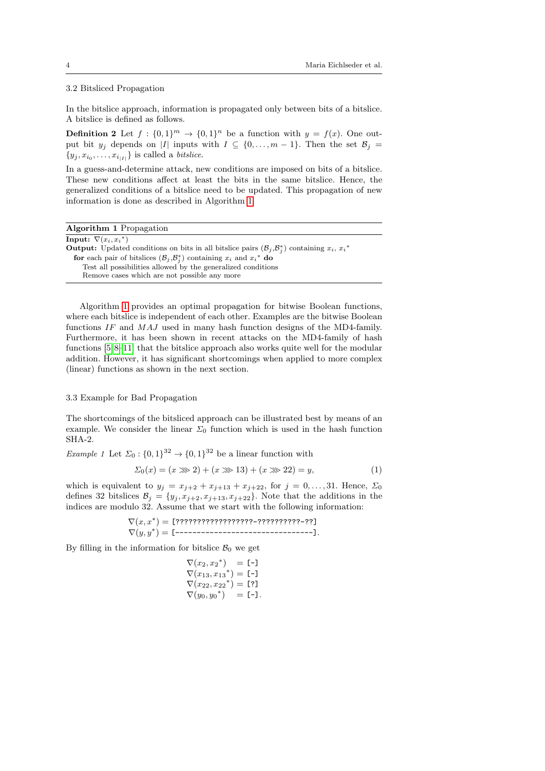### 3.2 Bitsliced Propagation

In the bitslice approach, information is propagated only between bits of a bitslice. A bitslice is defined as follows.

**Definition 2** Let $f : \{0,1\}^m \rightarrow \{0,1\}^n$ be a function with $y = f(x)$. One output bit $y_j$ depends on $|I|$ inputs with $I \subseteq \{0, \ldots, m-1\}$. Then the set $\mathcal{B}_j = \{y_j, x_{i_0}, \ldots, x_{i_{|I|}}\}$ is called a *bitslice*.

In a guess-and-determine attack, new conditions are imposed on bits of a bitslice. These new conditions affect at least the bits in the same bitslice. Hence, the generalized conditions of a bitslice need to be updated. This propagation of new information is done as described in Algorithm 1.

---

**Algorithm 1** Propagation

**Input:** $\nabla(x_i, {x_i}^*)$

**Output:** Updated conditions on bits in all bitslice pairs $(\mathcal{B}_j, \mathcal{B}_j^*)$ containing $x_i$, ${x_i}^*$

**for** each pair of bitslices $(\mathcal{B}_j, \mathcal{B}_j^*)$ containing $x_i$ and ${x_i}^*$ **do**
  Test all possibilities allowed by the generalized conditions
  Remove cases which are not possible any more

---

Algorithm 1 provides an optimal propagation for bitwise Boolean functions, where each bitslice is independent of each other. Examples are the bitwise Boolean functions $IF$ and $MAJ$ used in many hash function designs of the MD4-family. Furthermore, it has been shown in recent attacks on the MD4-family of hash functions [5,8–11] that the bitslice approach also works quite well for the modular addition. However, it has significant shortcomings when applied to more complex (linear) functions as shown in the next section.

### 3.3 Example for Bad Propagation

The shortcomings of the bitsliced approach can be illustrated best by means of an example. We consider the linear $\Sigma_0$ function which is used in the hash function SHA-2.

*Example 1* Let $\Sigma_0 : \{0,1\}^{32} \rightarrow \{0,1\}^{32}$ be a linear function with

$$\Sigma_0(x) = (x \ggg 2) + (x \ggg 13) + (x \ggg 22) = y, \tag{1}$$

which is equivalent to $y_j = x_{j+2} + x_{j+13} + x_{j+22}$, for $j = 0, \ldots, 31$. Hence, $\Sigma_0$ defines 32 bitslices $\mathcal{B}_j = \{y_j, x_{j+2}, x_{j+13}, x_{j+22}\}$. Note that the additions in the indices are modulo 32. Assume that we start with the following information:

$$\nabla(x, x^*) = \texttt{[??????????????????-??????????-??]}$$
$$\nabla(y, y^*) = \texttt{[--------------------------------]}.$$

By filling in the information for bitslice $\mathcal{B}_0$ we get

$$\begin{aligned}
\nabla(x_2, {x_2}^*) &= \texttt{[-]} \\
\nabla(x_{13}, {x_{13}}^*) &= \texttt{[-]} \\
\nabla(x_{22}, {x_{22}}^*) &= \texttt{[?]} \\
\nabla(y_0, {y_0}^*) &= \texttt{[-]}.
\end{aligned}$$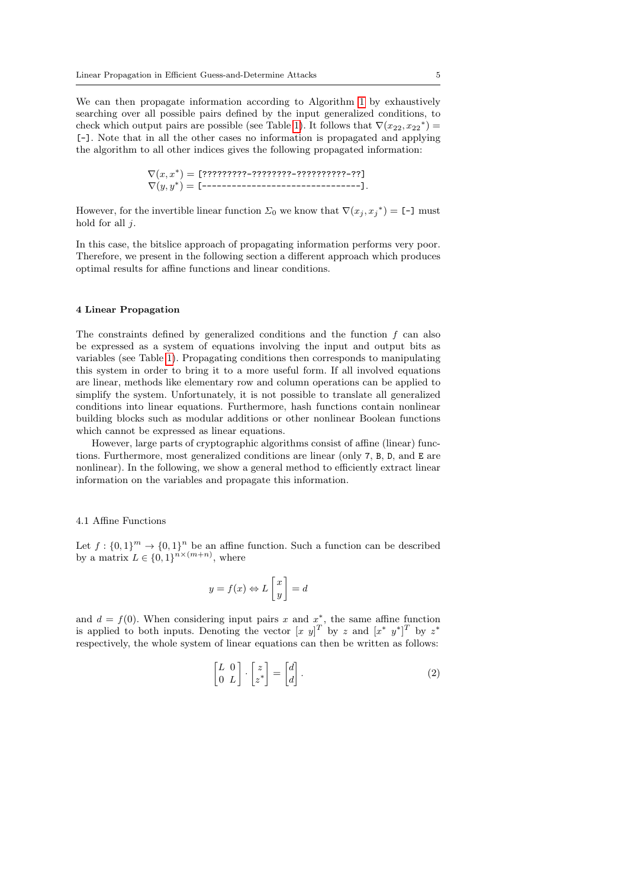We can then propagate information according to Algorithm 1 by exhaustively searching over all possible pairs defined by the input generalized conditions, to check which output pairs are possible (see Table 1). It follows that $\nabla(x_{22}, {x_{22}}^*) =$ `[-]`. Note that in all the other cases no information is propagated and applying the algorithm to all other indices gives the following propagated information:

$$\nabla(x, x^*) = \texttt{[?????????-????????-??????????-??]}$$
$$\nabla(y, y^*) = \texttt{[--------------------------------]}.$$

However, for the invertible linear function $\Sigma_0$ we know that $\nabla(x_j, {x_j}^*) =$ `[-]` must hold for all $j$.

In this case, the bitslice approach of propagating information performs very poor. Therefore, we present in the following section a different approach which produces optimal results for affine functions and linear conditions.

## 4 Linear Propagation

The constraints defined by generalized conditions and the function $f$ can also be expressed as a system of equations involving the input and output bits as variables (see Table 1). Propagating conditions then corresponds to manipulating this system in order to bring it to a more useful form. If all involved equations are linear, methods like elementary row and column operations can be applied to simplify the system. Unfortunately, it is not possible to translate all generalized conditions into linear equations. Furthermore, hash functions contain nonlinear building blocks such as modular additions or other nonlinear Boolean functions which cannot be expressed as linear equations.

However, large parts of cryptographic algorithms consist of affine (linear) functions. Furthermore, most generalized conditions are linear (only `7`, `B`, `D`, and `E` are nonlinear). In the following, we show a general method to efficiently extract linear information on the variables and propagate this information.

### 4.1 Affine Functions

Let $f : \{0,1\}^m \to \{0,1\}^n$ be an affine function. Such a function can be described by a matrix $L \in \{0,1\}^{n \times (m+n)}$, where

$$y = f(x) \Leftrightarrow L \begin{bmatrix} x \\ y \end{bmatrix} = d$$

and $d = f(0)$. When considering input pairs $x$ and $x^*$, the same affine function is applied to both inputs. Denoting the vector $[x\ y]^T$ by $z$ and $[x^*\ y^*]^T$ by $z^*$ respectively, the whole system of linear equations can then be written as follows:

$$\begin{bmatrix} L & 0 \\ 0 & L \end{bmatrix} \cdot \begin{bmatrix} z \\ z^* \end{bmatrix} = \begin{bmatrix} d \\ d \end{bmatrix}. \tag{2}$$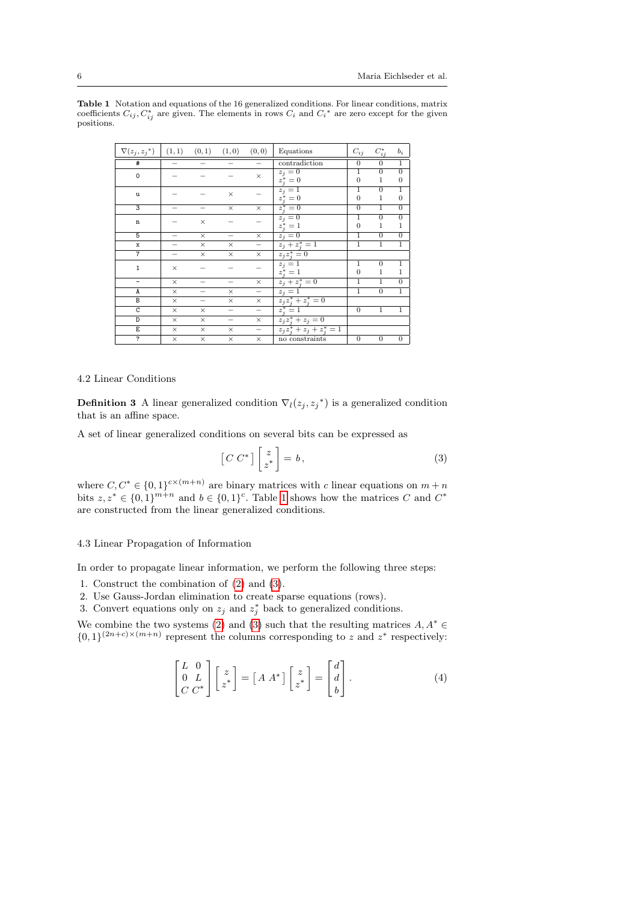**Table 1** Notation and equations of the 16 generalized conditions. For linear conditions, matrix coefficients $C_{ij}, C^*_{ij}$ are given. The elements in rows $C_i$ and $C_i{}^*$ are zero except for the given positions.

| $\nabla(z_j, z_j{}^*)$ | $(1,1)$ | $(0,1)$ | $(1,0)$ | $(0,0)$ | Equations | $C_{ij}$ | $C^*_{ij}$ | $b_i$ |
|---|---|---|---|---|---|---|---|---|
| `#` | – | – | – | – | contradiction | 0 | 0 | 1 |
| `0` | – | – | – | × | $z_j = 0$ | 1 | 0 | 0 |
| | | | | | $z_j^* = 0$ | 0 | 1 | 0 |
| `u` | – | – | × | – | $z_j = 1$ | 1 | 0 | 1 |
| | | | | | $z_j^* = 0$ | 0 | 1 | 0 |
| `3` | – | – | × | × | $z_j^* = 0$ | 0 | 1 | 0 |
| `n` | – | × | – | – | $z_j = 0$ | 1 | 0 | 0 |
| | | | | | $z_j^* = 1$ | 0 | 1 | 1 |
| `5` | – | × | – | × | $z_j = 0$ | 1 | 0 | 0 |
| `x` | – | × | × | – | $z_j + z_j^* = 1$ | 1 | 1 | 1 |
| `7` | – | × | × | × | $z_j z_j^* = 0$ | | | |
| `1` | × | – | – | – | $z_j = 1$ | 1 | 0 | 1 |
| | | | | | $z_j^* = 1$ | 0 | 1 | 1 |
| `-` | × | – | – | × | $z_j + z_j^* = 0$ | 1 | 1 | 0 |
| `A` | × | – | × | – | $z_j = 1$ | 1 | 0 | 1 |
| `B` | × | – | × | × | $z_j z_j^* + z_j^* = 0$ | | | |
| `C` | × | × | – | – | $z_j^* = 1$ | 0 | 1 | 1 |
| `D` | × | × | – | × | $z_j z_j^* + z_j = 0$ | | | |
| `E` | × | × | × | – | $z_j z_j^* + z_j + z_j^* = 1$ | | | |
| `?` | × | × | × | × | no constraints | 0 | 0 | 0 |

### 4.2 Linear Conditions

**Definition 3** A linear generalized condition $\nabla_l(z_j, z_j{}^*)$ is a generalized condition that is an affine space.

A set of linear generalized conditions on several bits can be expressed as

$$\begin{bmatrix} C & C^* \end{bmatrix} \begin{bmatrix} z \\ z^* \end{bmatrix} = b\,, \tag{3}$$

where $C, C^* \in \{0,1\}^{c \times (m+n)}$ are binary matrices with $c$ linear equations on $m+n$ bits $z, z^* \in \{0,1\}^{m+n}$ and $b \in \{0,1\}^c$. Table 1 shows how the matrices $C$ and $C^*$ are constructed from the linear generalized conditions.

### 4.3 Linear Propagation of Information

In order to propagate linear information, we perform the following three steps:

1. Construct the combination of (2) and (3).
2. Use Gauss-Jordan elimination to create sparse equations (rows).
3. Convert equations only on $z_j$ and $z_j^*$ back to generalized conditions.

We combine the two systems (2) and (3) such that the resulting matrices $A, A^* \in \{0,1\}^{(2n+c)\times(m+n)}$ represent the columns corresponding to $z$ and $z^*$ respectively:

$$\begin{bmatrix} L & 0 \\ 0 & L \\ C & C^* \end{bmatrix} \begin{bmatrix} z \\ z^* \end{bmatrix} = \begin{bmatrix} A & A^* \end{bmatrix} \begin{bmatrix} z \\ z^* \end{bmatrix} = \begin{bmatrix} d \\ d \\ b \end{bmatrix}. \tag{4}$$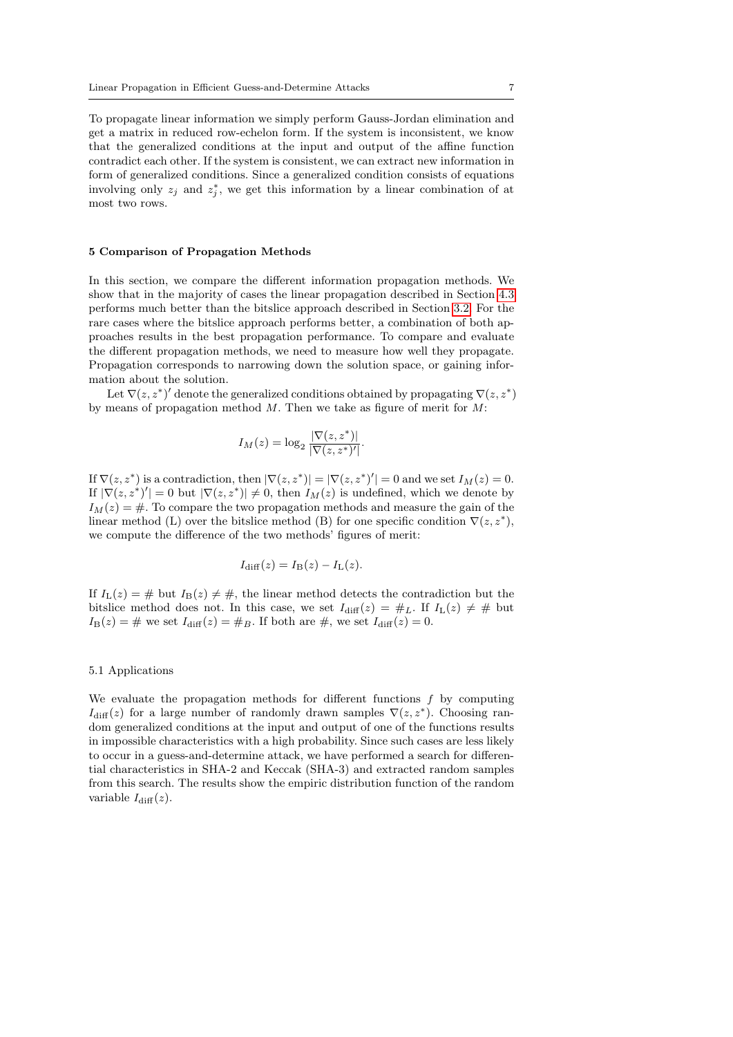To propagate linear information we simply perform Gauss-Jordan elimination and get a matrix in reduced row-echelon form. If the system is inconsistent, we know that the generalized conditions at the input and output of the affine function contradict each other. If the system is consistent, we can extract new information in form of generalized conditions. Since a generalized condition consists of equations involving only $z_j$ and $z_j^*$, we get this information by a linear combination of at most two rows.

## 5 Comparison of Propagation Methods

In this section, we compare the different information propagation methods. We show that in the majority of cases the linear propagation described in Section 4.3 performs much better than the bitslice approach described in Section 3.2. For the rare cases where the bitslice approach performs better, a combination of both approaches results in the best propagation performance. To compare and evaluate the different propagation methods, we need to measure how well they propagate. Propagation corresponds to narrowing down the solution space, or gaining information about the solution.

Let $\nabla(z, z^*)'$ denote the generalized conditions obtained by propagating $\nabla(z, z^*)$ by means of propagation method $M$. Then we take as figure of merit for $M$:

$$I_M(z) = \log_2 \frac{|\nabla(z, z^*)|}{|\nabla(z, z^*)'|}.$$

If $\nabla(z, z^*)$ is a contradiction, then $|\nabla(z, z^*)| = |\nabla(z, z^*)'| = 0$ and we set $I_M(z) = 0$. If $|\nabla(z, z^*)'| = 0$ but $|\nabla(z, z^*)| \neq 0$, then $I_M(z)$ is undefined, which we denote by $I_M(z) = \#$. To compare the two propagation methods and measure the gain of the linear method (L) over the bitslice method (B) for one specific condition $\nabla(z, z^*)$, we compute the difference of the two methods' figures of merit:

$$I_{\text{diff}}(z) = I_{\text{B}}(z) - I_{\text{L}}(z).$$

If $I_{\text{L}}(z) = \#$ but $I_{\text{B}}(z) \neq \#$, the linear method detects the contradiction but the bitslice method does not. In this case, we set $I_{\text{diff}}(z) = \#_L$. If $I_{\text{L}}(z) \neq \#$ but $I_{\text{B}}(z) = \#$ we set $I_{\text{diff}}(z) = \#_B$. If both are $\#$, we set $I_{\text{diff}}(z) = 0$.

### 5.1 Applications

We evaluate the propagation methods for different functions $f$ by computing $I_{\text{diff}}(z)$ for a large number of randomly drawn samples $\nabla(z, z^*)$. Choosing random generalized conditions at the input and output of one of the functions results in impossible characteristics with a high probability. Since such cases are less likely to occur in a guess-and-determine attack, we have performed a search for differential characteristics in SHA-2 and Keccak (SHA-3) and extracted random samples from this search. The results show the empiric distribution function of the random variable $I_{\text{diff}}(z)$.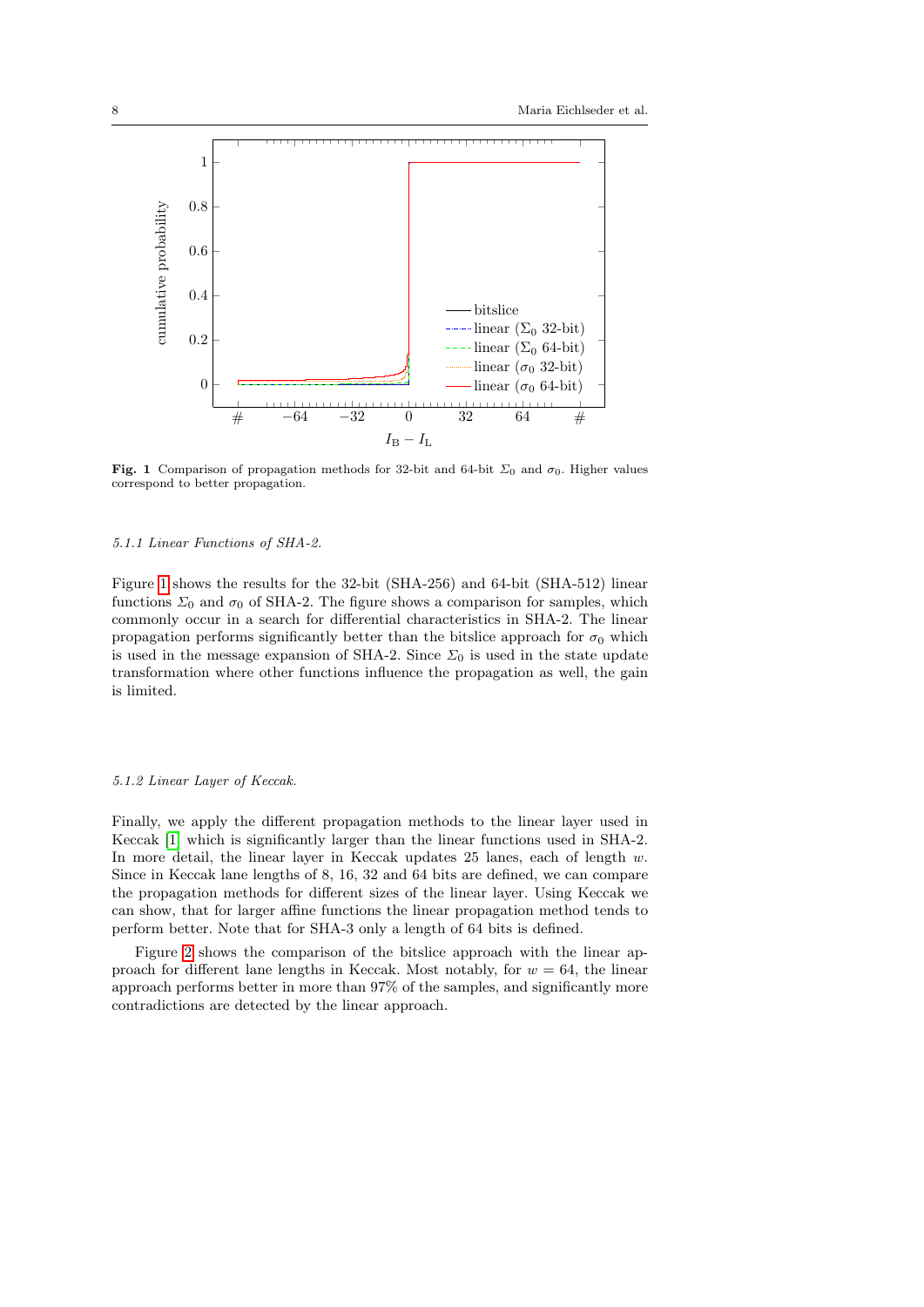**Fig. 1** Comparison of propagation methods for 32-bit and 64-bit $\Sigma_0$ and $\sigma_0$. Higher values correspond to better propagation.

#### 5.1.1 Linear Functions of SHA-2.

Figure 1 shows the results for the 32-bit (SHA-256) and 64-bit (SHA-512) linear functions $\Sigma_0$ and $\sigma_0$ of SHA-2. The figure shows a comparison for samples, which commonly occur in a search for differential characteristics in SHA-2. The linear propagation performs significantly better than the bitslice approach for $\sigma_0$ which is used in the message expansion of SHA-2. Since $\Sigma_0$ is used in the state update transformation where other functions influence the propagation as well, the gain is limited.

#### 5.1.2 Linear Layer of Keccak.

Finally, we apply the different propagation methods to the linear layer used in Keccak [1] which is significantly larger than the linear functions used in SHA-2. In more detail, the linear layer in Keccak updates 25 lanes, each of length $w$. Since in Keccak lane lengths of 8, 16, 32 and 64 bits are defined, we can compare the propagation methods for different sizes of the linear layer. Using Keccak we can show, that for larger affine functions the linear propagation method tends to perform better. Note that for SHA-3 only a length of 64 bits is defined.

Figure 2 shows the comparison of the bitslice approach with the linear approach for different lane lengths in Keccak. Most notably, for $w = 64$, the linear approach performs better in more than 97% of the samples, and significantly more contradictions are detected by the linear approach.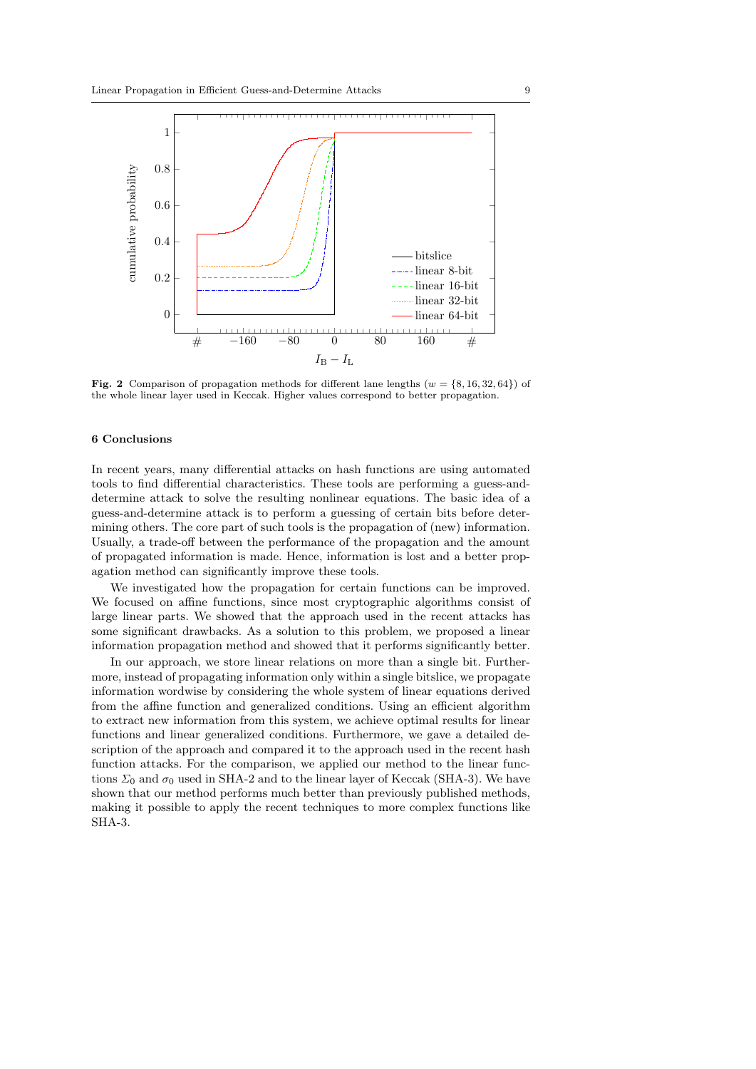**Fig. 2** Comparison of propagation methods for different lane lengths ($w = \{8, 16, 32, 64\}$) of the whole linear layer used in Keccak. Higher values correspond to better propagation.

## 6 Conclusions

In recent years, many differential attacks on hash functions are using automated tools to find differential characteristics. These tools are performing a guess-and-determine attack to solve the resulting nonlinear equations. The basic idea of a guess-and-determine attack is to perform a guessing of certain bits before determining others. The core part of such tools is the propagation of (new) information. Usually, a trade-off between the performance of the propagation and the amount of propagated information is made. Hence, information is lost and a better propagation method can significantly improve these tools.

We investigated how the propagation for certain functions can be improved. We focused on affine functions, since most cryptographic algorithms consist of large linear parts. We showed that the approach used in the recent attacks has some significant drawbacks. As a solution to this problem, we proposed a linear information propagation method and showed that it performs significantly better.

In our approach, we store linear relations on more than a single bit. Furthermore, instead of propagating information only within a single bitslice, we propagate information wordwise by considering the whole system of linear equations derived from the affine function and generalized conditions. Using an efficient algorithm to extract new information from this system, we achieve optimal results for linear functions and linear generalized conditions. Furthermore, we gave a detailed description of the approach and compared it to the approach used in the recent hash function attacks. For the comparison, we applied our method to the linear functions $\Sigma_0$ and $\sigma_0$ used in SHA-2 and to the linear layer of Keccak (SHA-3). We have shown that our method performs much better than previously published methods, making it possible to apply the recent techniques to more complex functions like SHA-3.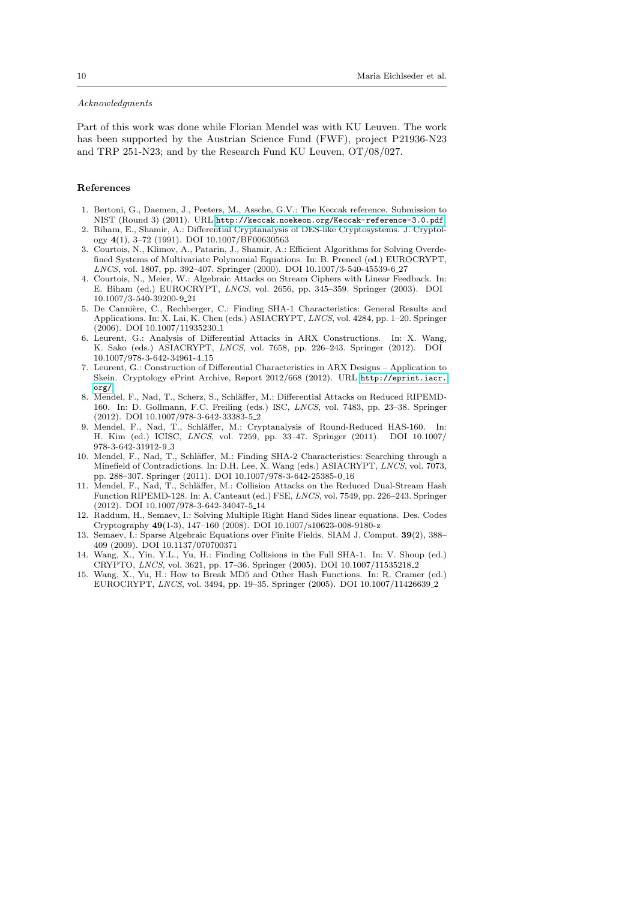*Acknowledgments*

Part of this work was done while Florian Mendel was with KU Leuven. The work has been supported by the Austrian Science Fund (FWF), project P21936-N23 and TRP 251-N23; and by the Research Fund KU Leuven, OT/08/027.

## References

1. Bertoni, G., Daemen, J., Peeters, M., Assche, G.V.: The Keccak reference. Submission to NIST (Round 3) (2011). URL http://keccak.noekeon.org/Keccak-reference-3.0.pdf
2. Biham, E., Shamir, A.: Differential Cryptanalysis of DES-like Cryptosystems. J. Cryptology **4**(1), 3–72 (1991). DOI 10.1007/BF00630563
3. Courtois, N., Klimov, A., Patarin, J., Shamir, A.: Efficient Algorithms for Solving Overdefined Systems of Multivariate Polynomial Equations. In: B. Preneel (ed.) EUROCRYPT, *LNCS*, vol. 1807, pp. 392–407. Springer (2000). DOI 10.1007/3-540-45539-6_27
4. Courtois, N., Meier, W.: Algebraic Attacks on Stream Ciphers with Linear Feedback. In: E. Biham (ed.) EUROCRYPT, *LNCS*, vol. 2656, pp. 345–359. Springer (2003). DOI 10.1007/3-540-39200-9_21
5. De Cannière, C., Rechberger, C.: Finding SHA-1 Characteristics: General Results and Applications. In: X. Lai, K. Chen (eds.) ASIACRYPT, *LNCS*, vol. 4284, pp. 1–20. Springer (2006). DOI 10.1007/11935230_1
6. Leurent, G.: Analysis of Differential Attacks in ARX Constructions. In: X. Wang, K. Sako (eds.) ASIACRYPT, *LNCS*, vol. 7658, pp. 226–243. Springer (2012). DOI 10.1007/978-3-642-34961-4_15
7. Leurent, G.: Construction of Differential Characteristics in ARX Designs – Application to Skein. Cryptology ePrint Archive, Report 2012/668 (2012). URL http://eprint.iacr.org/
8. Mendel, F., Nad, T., Scherz, S., Schläffer, M.: Differential Attacks on Reduced RIPEMD-160. In: D. Gollmann, F.C. Freiling (eds.) ISC, *LNCS*, vol. 7483, pp. 23–38. Springer (2012). DOI 10.1007/978-3-642-33383-5_2
9. Mendel, F., Nad, T., Schläffer, M.: Cryptanalysis of Round-Reduced HAS-160. In: H. Kim (ed.) ICISC, *LNCS*, vol. 7259, pp. 33–47. Springer (2011). DOI 10.1007/978-3-642-31912-9_3
10. Mendel, F., Nad, T., Schläffer, M.: Finding SHA-2 Characteristics: Searching through a Minefield of Contradictions. In: D.H. Lee, X. Wang (eds.) ASIACRYPT, *LNCS*, vol. 7073, pp. 288–307. Springer (2011). DOI 10.1007/978-3-642-25385-0_16
11. Mendel, F., Nad, T., Schläffer, M.: Collision Attacks on the Reduced Dual-Stream Hash Function RIPEMD-128. In: A. Canteaut (ed.) FSE, *LNCS*, vol. 7549, pp. 226–243. Springer (2012). DOI 10.1007/978-3-642-34047-5_14
12. Raddum, H., Semaev, I.: Solving Multiple Right Hand Sides linear equations. Des. Codes Cryptography **49**(1-3), 147–160 (2008). DOI 10.1007/s10623-008-9180-z
13. Semaev, I.: Sparse Algebraic Equations over Finite Fields. SIAM J. Comput. **39**(2), 388–409 (2009). DOI 10.1137/070700371
14. Wang, X., Yin, Y.L., Yu, H.: Finding Collisions in the Full SHA-1. In: V. Shoup (ed.) CRYPTO, *LNCS*, vol. 3621, pp. 17–36. Springer (2005). DOI 10.1007/11535218_2
15. Wang, X., Yu, H.: How to Break MD5 and Other Hash Functions. In: R. Cramer (ed.) EUROCRYPT, *LNCS*, vol. 3494, pp. 19–35. Springer (2005). DOI 10.1007/11426639_2